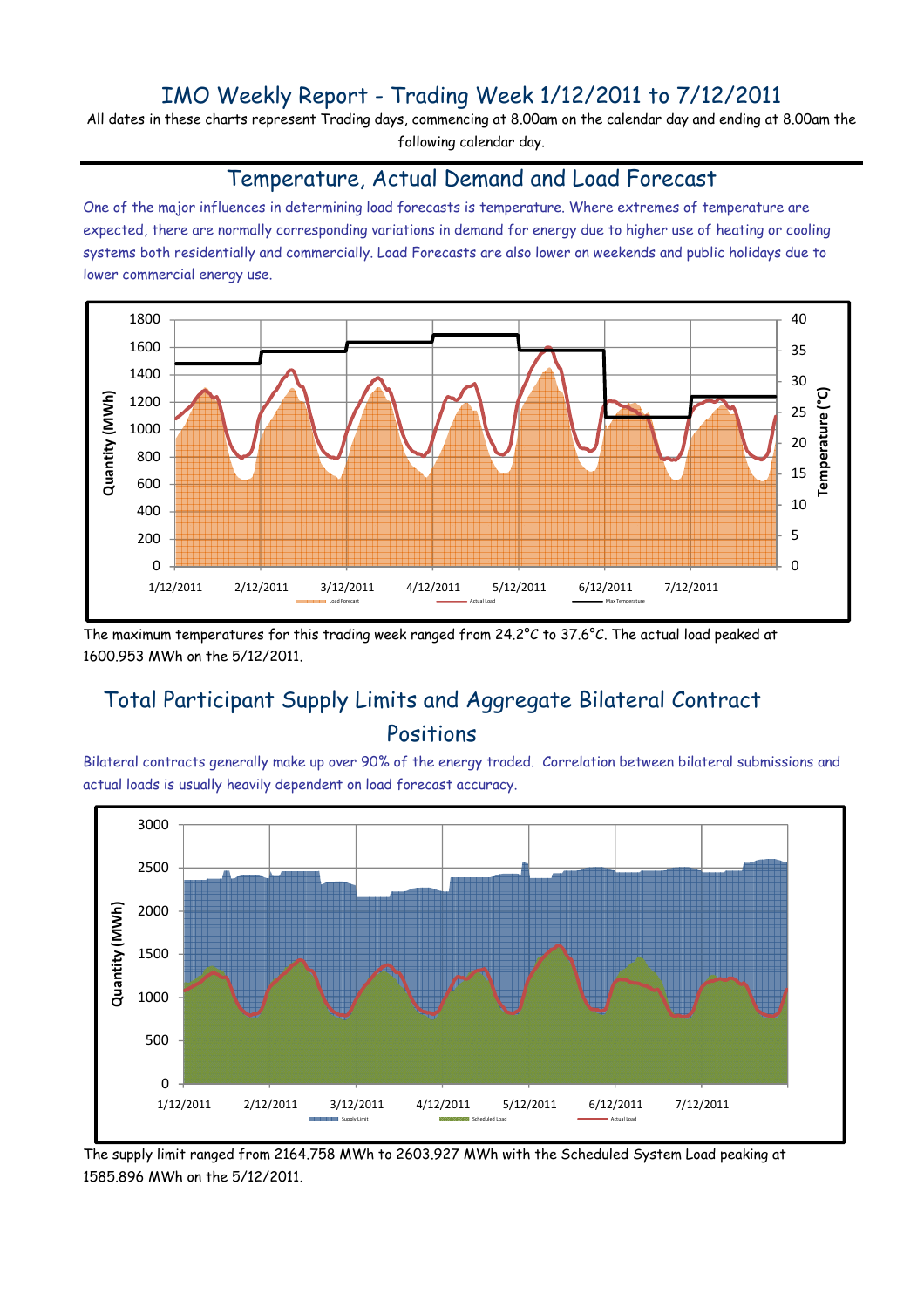# IMO Weekly Report - Trading Week 1/12/2011 to 7/12/2011

All dates in these charts represent Trading days, commencing at 8.00am on the calendar day and ending at 8.00am the following calendar day.

## Temperature, Actual Demand and Load Forecast

One of the major influences in determining load forecasts is temperature. Where extremes of temperature are expected, there are normally corresponding variations in demand for energy due to higher use of heating or cooling systems both residentially and commercially. Load Forecasts are also lower on weekends and public holidays due to lower commercial energy use.

The maximum temperatures for this trading week ranged from 24.2°C to 37.6°C. The actual load peaked at 1600.953 MWh on the 5/12/2011.

## Total Participant Supply Limits and Aggregate Bilateral Contract Positions

Bilateral contracts generally make up over 90% of the energy traded. Correlation between bilateral submissions and actual loads is usually heavily dependent on load forecast accuracy.

The supply limit ranged from 2164.758 MWh to 2603.927 MWh with the Scheduled System Load peaking at 1585.896 MWh on the 5/12/2011.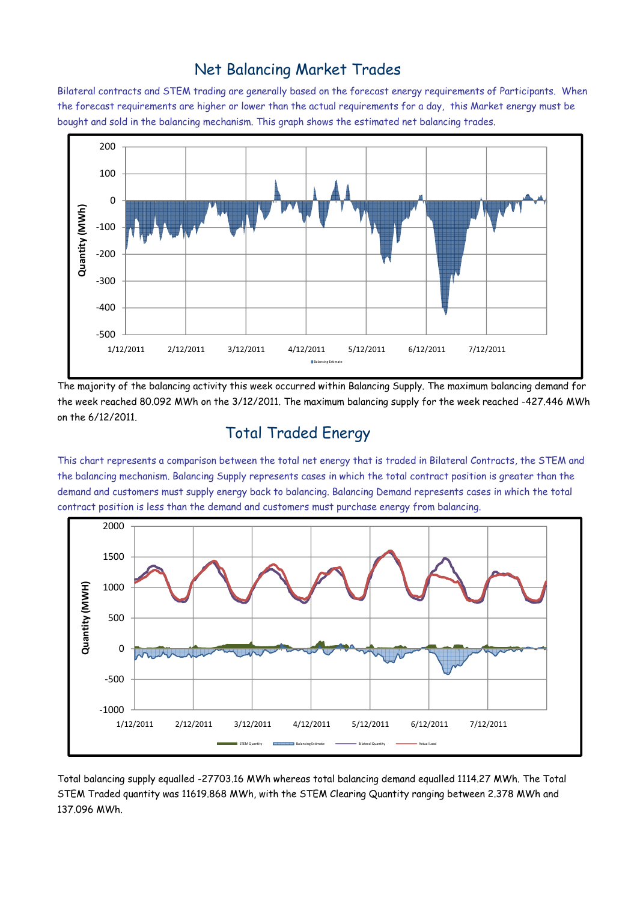## Net Balancing Market Trades

Bilateral contracts and STEM trading are generally based on the forecast energy requirements of Participants. When the forecast requirements are higher or lower than the actual requirements for a day, this Market energy must be bought and sold in the balancing mechanism. This graph shows the estimated net balancing trades.

200
100
0
-100
-200
-300
-400
-500
Quantity (MWh)
1/12/2011
2/12/2011
3/12/2011
4/12/2011
5/12/2011
6/12/2011
7/12/2011
Balancing Estimate

The majority of the balancing activity this week occurred within Balancing Supply. The maximum balancing demand for the week reached 80.092 MWh on the 3/12/2011. The maximum balancing supply for the week reached -427.446 MWh on the 6/12/2011.

## Total Traded Energy

This chart represents a comparison between the total net energy that is traded in Bilateral Contracts, the STEM and the balancing mechanism. Balancing Supply represents cases in which the total contract position is greater than the demand and customers must supply energy back to balancing. Balancing Demand represents cases in which the total contract position is less than the demand and customers must purchase energy from balancing.

2000
1500
1000
500
0
-500
-1000
Quantity (MWH)
1/12/2011
2/12/2011
3/12/2011
4/12/2011
5/12/2011
6/12/2011
7/12/2011
STEM Quantity
Balancing Estimate
Bilateral Quantity
Actual Load

Total balancing supply equalled -27703.16 MWh whereas total balancing demand equalled 1114.27 MWh. The Total STEM Traded quantity was 11619.868 MWh, with the STEM Clearing Quantity ranging between 2.378 MWh and 137.096 MWh.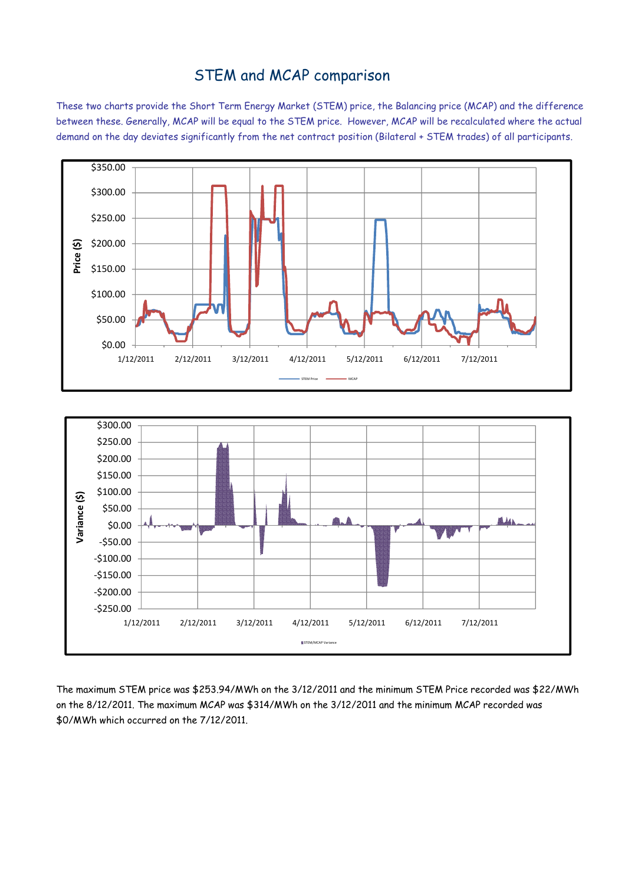# STEM and MCAP comparison

These two charts provide the Short Term Energy Market (STEM) price, the Balancing price (MCAP) and the difference between these. Generally, MCAP will be equal to the STEM price. However, MCAP will be recalculated where the actual demand on the day deviates significantly from the net contract position (Bilateral + STEM trades) of all participants.

Price ($)

$350.00
$300.00
$250.00
$200.00
$150.00
$100.00
$50.00
$0.00

1/12/2011 2/12/2011 3/12/2011 4/12/2011 5/12/2011 6/12/2011 7/12/2011

STEM Price
MCAP

Variance ($)

$300.00
$250.00
$200.00
$150.00
$100.00
$50.00
$0.00
-$50.00
-$100.00
-$150.00
-$200.00
-$250.00

1/12/2011 2/12/2011 3/12/2011 4/12/2011 5/12/2011 6/12/2011 7/12/2011

STEM/MCAP Variance

The maximum STEM price was $253.94/MWh on the 3/12/2011 and the minimum STEM Price recorded was $22/MWh on the 8/12/2011. The maximum MCAP was $314/MWh on the 3/12/2011 and the minimum MCAP recorded was $0/MWh which occurred on the 7/12/2011.